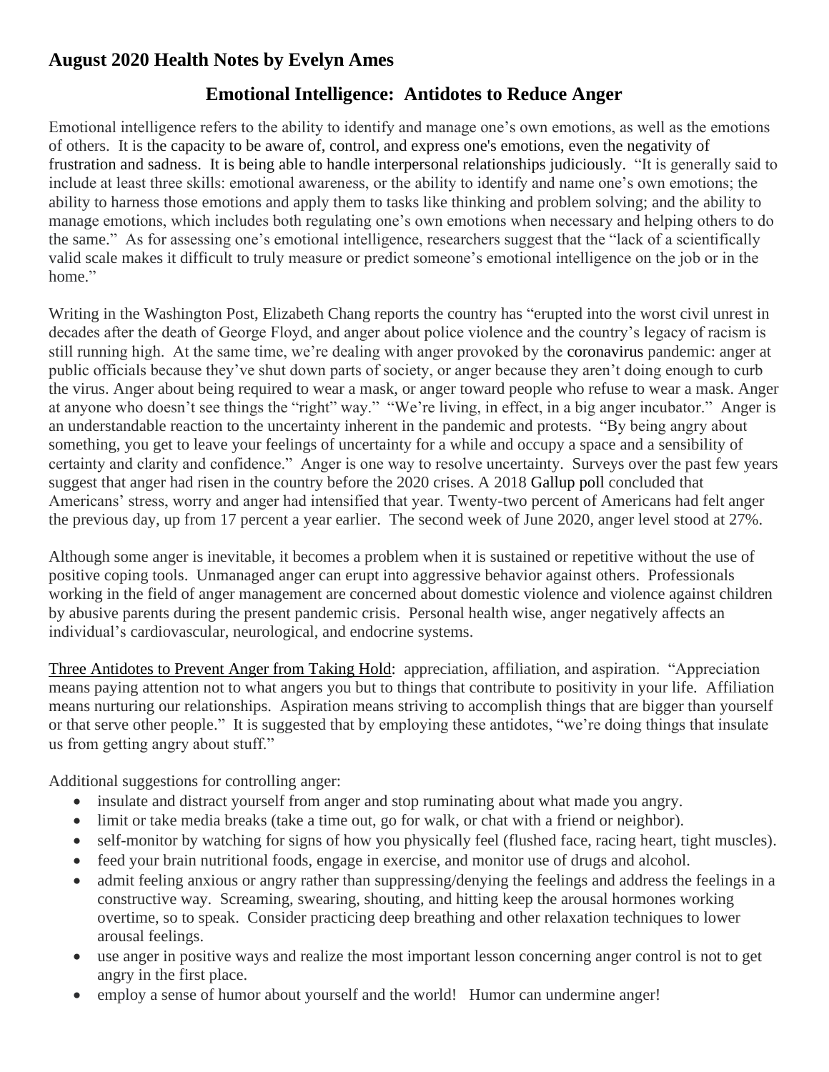## August 2020 Health Notes by Evelyn Ames

### Emotional Intelligence: Antidotes to Reduce Anger

Emotional intelligence refers to the ability to identify and manage one's own emotions, as well as the emotions of others. It is the capacity to be aware of, control, and express one's emotions, even the negativity of frustration and sadness. It is being able to handle interpersonal relationships judiciously. "It is generally said to include at least three skills: emotional awareness, or the ability to identify and name one's own emotions; the ability to harness those emotions and apply them to tasks like thinking and problem solving; and the ability to manage emotions, which includes both regulating one's own emotions when necessary and helping others to do the same." As for assessing one's emotional intelligence, researchers suggest that the "lack of a scientifically valid scale makes it difficult to truly measure or predict someone's emotional intelligence on the job or in the home."

Writing in the Washington Post, Elizabeth Chang reports the country has "erupted into the worst civil unrest in decades after the death of George Floyd, and anger about police violence and the country's legacy of racism is still running high. At the same time, we're dealing with anger provoked by the coronavirus pandemic: anger at public officials because they've shut down parts of society, or anger because they aren't doing enough to curb the virus. Anger about being required to wear a mask, or anger toward people who refuse to wear a mask. Anger at anyone who doesn't see things the "right" way." "We're living, in effect, in a big anger incubator." Anger is an understandable reaction to the uncertainty inherent in the pandemic and protests. "By being angry about something, you get to leave your feelings of uncertainty for a while and occupy a space and a sensibility of certainty and clarity and confidence." Anger is one way to resolve uncertainty. Surveys over the past few years suggest that anger had risen in the country before the 2020 crises. A 2018 Gallup poll concluded that Americans' stress, worry and anger had intensified that year. Twenty-two percent of Americans had felt anger the previous day, up from 17 percent a year earlier. The second week of June 2020, anger level stood at 27%.

Although some anger is inevitable, it becomes a problem when it is sustained or repetitive without the use of positive coping tools. Unmanaged anger can erupt into aggressive behavior against others. Professionals working in the field of anger management are concerned about domestic violence and violence against children by abusive parents during the present pandemic crisis. Personal health wise, anger negatively affects an individual's cardiovascular, neurological, and endocrine systems.

<u>Three Antidotes to Prevent Anger from Taking Hold</u>: appreciation, affiliation, and aspiration. "Appreciation means paying attention not to what angers you but to things that contribute to positivity in your life. Affiliation means nurturing our relationships. Aspiration means striving to accomplish things that are bigger than yourself or that serve other people." It is suggested that by employing these antidotes, "we're doing things that insulate us from getting angry about stuff."

Additional suggestions for controlling anger:

- insulate and distract yourself from anger and stop ruminating about what made you angry.
- limit or take media breaks (take a time out, go for walk, or chat with a friend or neighbor).
- self-monitor by watching for signs of how you physically feel (flushed face, racing heart, tight muscles).
- feed your brain nutritional foods, engage in exercise, and monitor use of drugs and alcohol.
- admit feeling anxious or angry rather than suppressing/denying the feelings and address the feelings in a constructive way. Screaming, swearing, shouting, and hitting keep the arousal hormones working overtime, so to speak. Consider practicing deep breathing and other relaxation techniques to lower arousal feelings.
- use anger in positive ways and realize the most important lesson concerning anger control is not to get angry in the first place.
- employ a sense of humor about yourself and the world! Humor can undermine anger!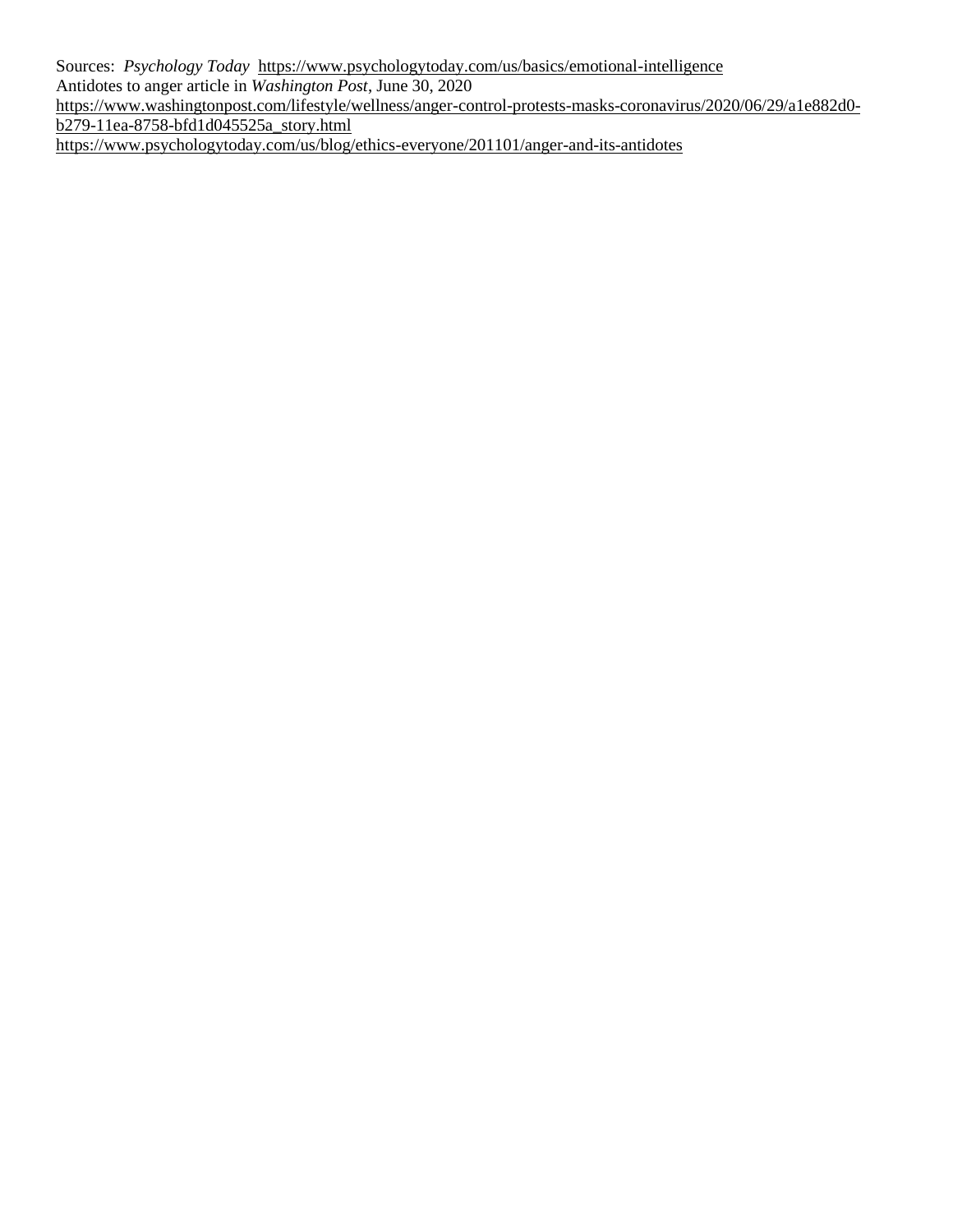Sources: *Psychology Today* https://www.psychologytoday.com/us/basics/emotional-intelligence
Antidotes to anger article in *Washington Post*, June 30, 2020
https://www.washingtonpost.com/lifestyle/wellness/anger-control-protests-masks-coronavirus/2020/06/29/a1e882d0-b279-11ea-8758-bfd1d045525a_story.html
https://www.psychologytoday.com/us/blog/ethics-everyone/201101/anger-and-its-antidotes